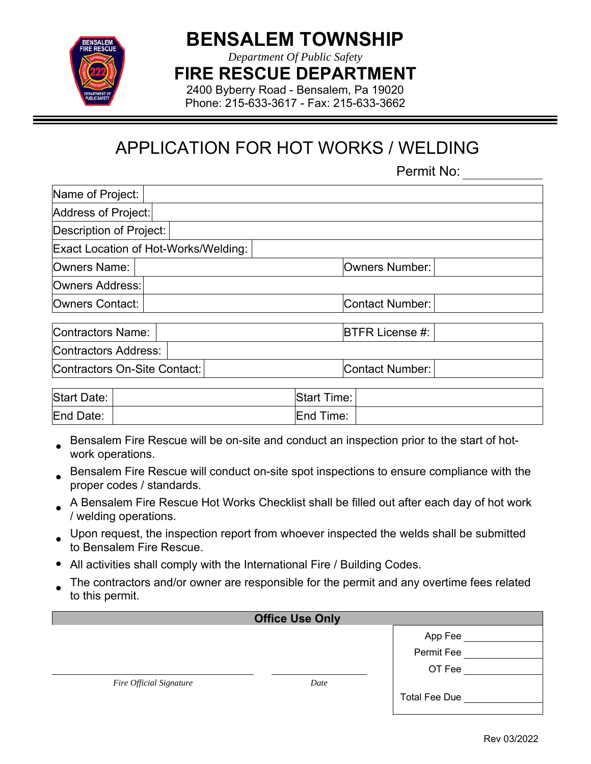# BENSALEM TOWNSHIP

*Department Of Public Safety*

## FIRE RESCUE DEPARTMENT

2400 Byberry Road - Bensalem, Pa 19020
Phone: 215-633-3617 - Fax: 215-633-3662

# APPLICATION FOR HOT WORKS / WELDING

Permit No: ____________

| Name of Project: | | | |
|---|---|---|---|
| Address of Project: | | | |
| Description of Project: | | | |
| Exact Location of Hot-Works/Welding: | | | |
| Owners Name: | | Owners Number: | |
| Owners Address: | | | |
| Owners Contact: | | Contact Number: | |

| Contractors Name: | | BTFR License #: | |
|---|---|---|---|
| Contractors Address: | | | |
| Contractors On-Site Contact: | | Contact Number: | |

| Start Date: | | Start Time: | |
|---|---|---|---|
| End Date: | | End Time: | |

- Bensalem Fire Rescue will be on-site and conduct an inspection prior to the start of hot-work operations.
- Bensalem Fire Rescue will conduct on-site spot inspections to ensure compliance with the proper codes / standards.
- A Bensalem Fire Rescue Hot Works Checklist shall be filled out after each day of hot work / welding operations.
- Upon request, the inspection report from whoever inspected the welds shall be submitted to Bensalem Fire Rescue.
- All activities shall comply with the International Fire / Building Codes.
- The contractors and/or owner are responsible for the permit and any overtime fees related to this permit.

**Office Use Only**

App Fee ____________

Permit Fee ____________

OT Fee ____________

Total Fee Due ____________

________________________ *Fire Official Signature*

____________ *Date*

Rev 03/2022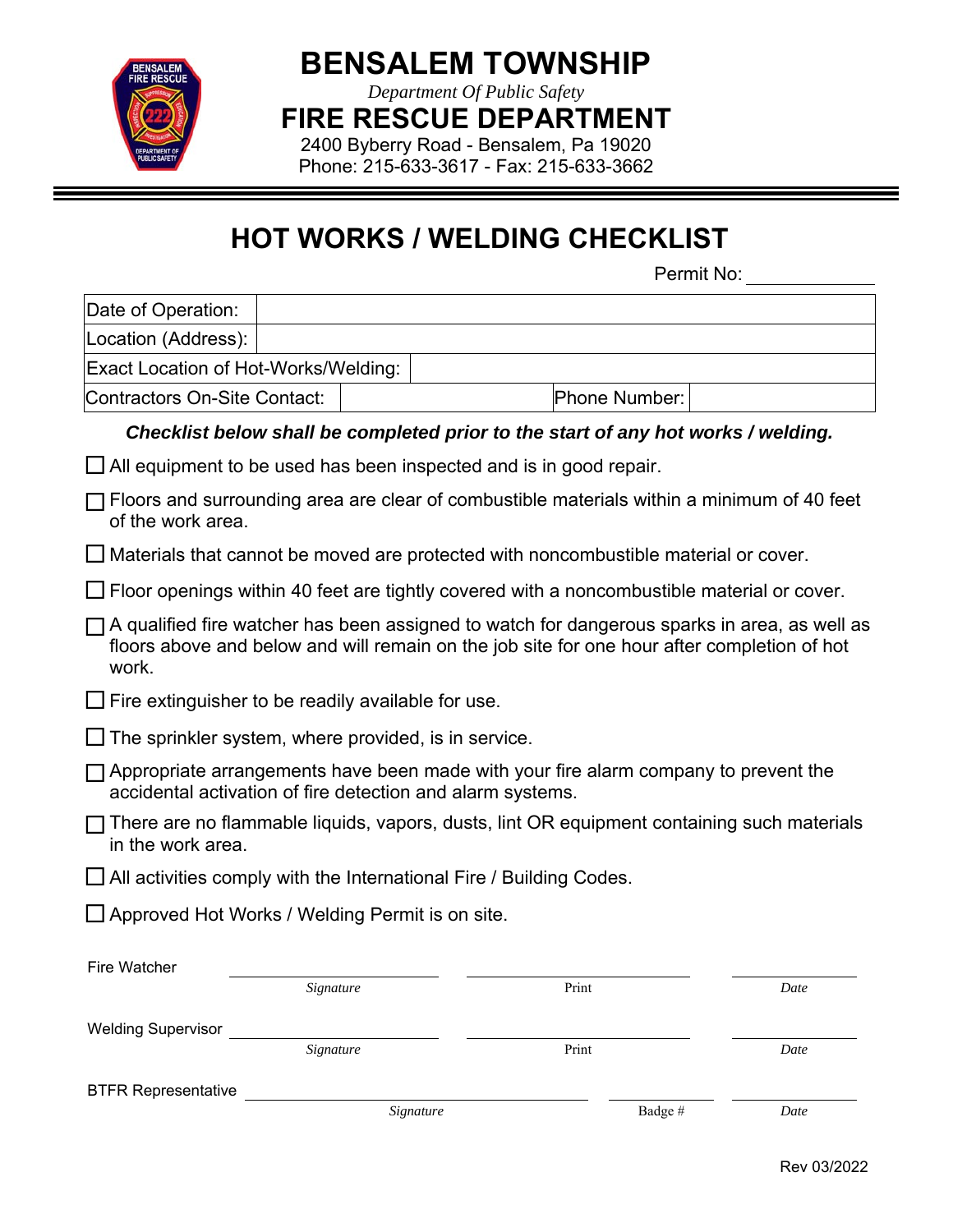# BENSALEM TOWNSHIP

*Department Of Public Safety*

## FIRE RESCUE DEPARTMENT

2400 Byberry Road - Bensalem, Pa 19020
Phone: 215-633-3617 - Fax: 215-633-3662

# HOT WORKS / WELDING CHECKLIST

Permit No: ____________

| | | | |
|---|---|---|---|
| Date of Operation: | | | |
| Location (Address): | | | |
| Exact Location of Hot-Works/Welding: | | | |
| Contractors On-Site Contact: | | Phone Number: | |

***Checklist below shall be completed prior to the start of any hot works / welding.***

- ☐ All equipment to be used has been inspected and is in good repair.
- ☐ Floors and surrounding area are clear of combustible materials within a minimum of 40 feet of the work area.
- ☐ Materials that cannot be moved are protected with noncombustible material or cover.
- ☐ Floor openings within 40 feet are tightly covered with a noncombustible material or cover.
- ☐ A qualified fire watcher has been assigned to watch for dangerous sparks in area, as well as floors above and below and will remain on the job site for one hour after completion of hot work.
- ☐ Fire extinguisher to be readily available for use.
- ☐ The sprinkler system, where provided, is in service.
- ☐ Appropriate arrangements have been made with your fire alarm company to prevent the accidental activation of fire detection and alarm systems.
- ☐ There are no flammable liquids, vapors, dusts, lint OR equipment containing such materials in the work area.
- ☐ All activities comply with the International Fire / Building Codes.
- ☐ Approved Hot Works / Welding Permit is on site.

Fire Watcher ____________________ ____________________ ____________
*Signature* Print *Date*

Welding Supervisor ____________________ ____________________ ____________
*Signature* Print *Date*

BTFR Representative ____________________ ____________ ____________
*Signature* Badge # *Date*

Rev 03/2022